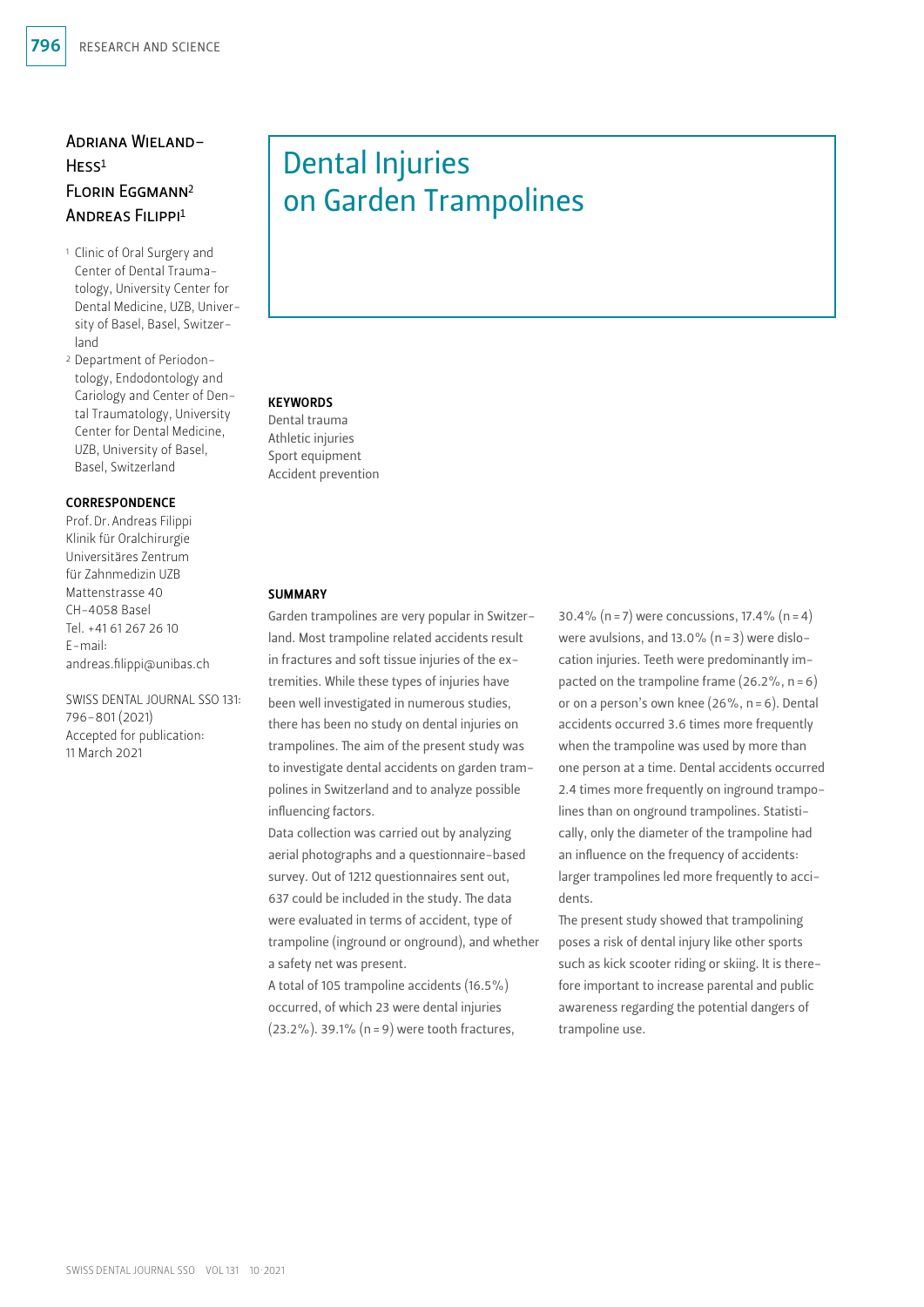# Dental Injuries on Garden Trampolines

Adriana Wieland-Hess[1]
Florin Eggmann[2]
Andreas Filippi[1]

[1] Clinic of Oral Surgery and Center of Dental Traumatology, University Center for Dental Medicine, UZB, University of Basel, Basel, Switzerland

[2] Department of Periodontology, Endodontology and Cariology and Center of Dental Traumatology, University Center for Dental Medicine, UZB, University of Basel, Basel, Switzerland

**CORRESPONDENCE**

Prof. Dr. Andreas Filippi
Klinik für Oralchirurgie
Universitäres Zentrum für Zahnmedizin UZB
Mattenstrasse 40
CH-4058 Basel
Tel. +41 61 267 26 10
E-mail: andreas.filippi@unibas.ch

SWISS DENTAL JOURNAL SSO 131: 796–801 (2021)
Accepted for publication: 11 March 2021

**KEYWORDS**

Dental trauma
Athletic injuries
Sport equipment
Accident prevention

**SUMMARY**

Garden trampolines are very popular in Switzerland. Most trampoline related accidents result in fractures and soft tissue injuries of the extremities. While these types of injuries have been well investigated in numerous studies, there has been no study on dental injuries on trampolines. The aim of the present study was to investigate dental accidents on garden trampolines in Switzerland and to analyze possible influencing factors.

Data collection was carried out by analyzing aerial photographs and a questionnaire-based survey. Out of 1212 questionnaires sent out, 637 could be included in the study. The data were evaluated in terms of accident, type of trampoline (inground or onground), and whether a safety net was present.

A total of 105 trampoline accidents (16.5%) occurred, of which 23 were dental injuries (23.2%). 39.1% (n = 9) were tooth fractures, 30.4% (n = 7) were concussions, 17.4% (n = 4) were avulsions, and 13.0% (n = 3) were dislocation injuries. Teeth were predominantly impacted on the trampoline frame (26.2%, n = 6) or on a person's own knee (26%, n = 6). Dental accidents occurred 3.6 times more frequently when the trampoline was used by more than one person at a time. Dental accidents occurred 2.4 times more frequently on inground trampolines than on onground trampolines. Statistically, only the diameter of the trampoline had an influence on the frequency of accidents: larger trampolines led more frequently to accidents.

The present study showed that trampolining poses a risk of dental injury like other sports such as kick scooter riding or skiing. It is therefore important to increase parental and public awareness regarding the potential dangers of trampoline use.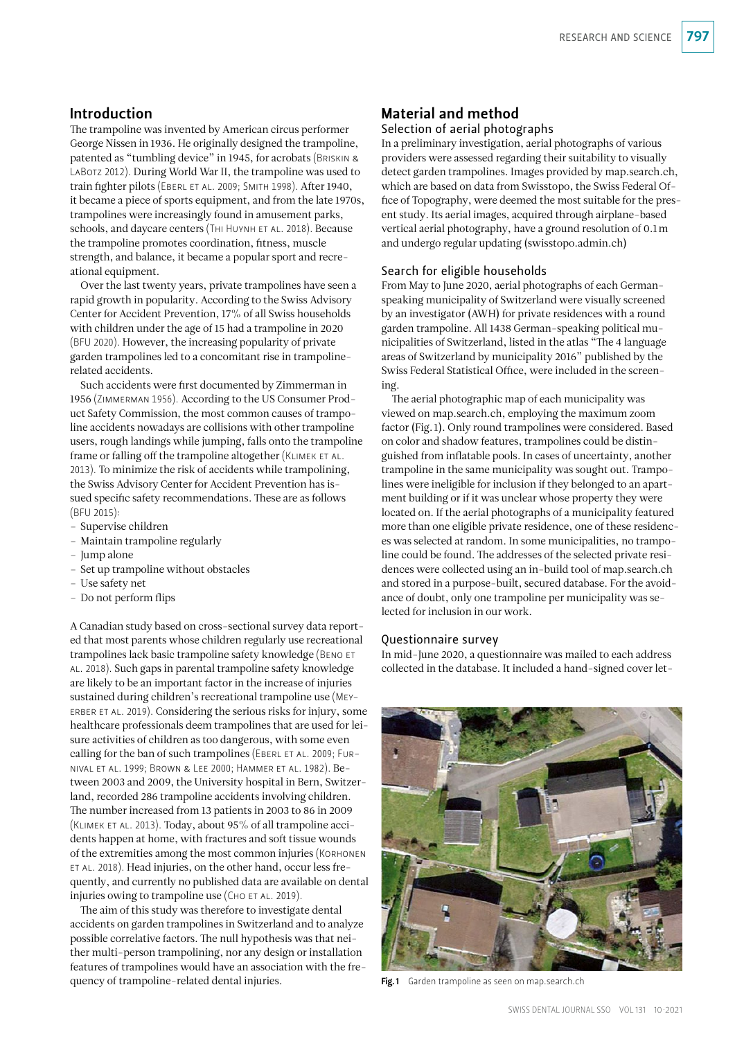## Introduction

The trampoline was invented by American circus performer George Nissen in 1936. He originally designed the trampoline, patented as "tumbling device" in 1945, for acrobats (Briskin & LaBotz 2012). During World War II, the trampoline was used to train fighter pilots (Eberl et al. 2009; Smith 1998). After 1940, it became a piece of sports equipment, and from the late 1970s, trampolines were increasingly found in amusement parks, schools, and daycare centers (Thi Huynh et al. 2018). Because the trampoline promotes coordination, fitness, muscle strength, and balance, it became a popular sport and recreational equipment.

Over the last twenty years, private trampolines have seen a rapid growth in popularity. According to the Swiss Advisory Center for Accident Prevention, 17% of all Swiss households with children under the age of 15 had a trampoline in 2020 (BFU 2020). However, the increasing popularity of private garden trampolines led to a concomitant rise in trampoline-related accidents.

Such accidents were first documented by Zimmerman in 1956 (Zimmerman 1956). According to the US Consumer Product Safety Commission, the most common causes of trampoline accidents nowadays are collisions with other trampoline users, rough landings while jumping, falls onto the trampoline frame or falling off the trampoline altogether (Klimek et al. 2013). To minimize the risk of accidents while trampolining, the Swiss Advisory Center for Accident Prevention has issued specific safety recommendations. These are as follows (BFU 2015):

- Supervise children
- Maintain trampoline regularly
- Jump alone
- Set up trampoline without obstacles
- Use safety net
- Do not perform flips

A Canadian study based on cross-sectional survey data reported that most parents whose children regularly use recreational trampolines lack basic trampoline safety knowledge (Beno et al. 2018). Such gaps in parental trampoline safety knowledge are likely to be an important factor in the increase of injuries sustained during children's recreational trampoline use (Meyerber et al. 2019). Considering the serious risks for injury, some healthcare professionals deem trampolines that are used for leisure activities of children as too dangerous, with some even calling for the ban of such trampolines (Eberl et al. 2009; Furnival et al. 1999; Brown & Lee 2000; Hammer et al. 1982). Between 2003 and 2009, the University hospital in Bern, Switzerland, recorded 286 trampoline accidents involving children. The number increased from 13 patients in 2003 to 86 in 2009 (Klimek et al. 2013). Today, about 95% of all trampoline accidents happen at home, with fractures and soft tissue wounds of the extremities among the most common injuries (Korhonen et al. 2018). Head injuries, on the other hand, occur less frequently, and currently no published data are available on dental injuries owing to trampoline use (Cho et al. 2019).

The aim of this study was therefore to investigate dental accidents on garden trampolines in Switzerland and to analyze possible correlative factors. The null hypothesis was that neither multi-person trampolining, nor any design or installation features of trampolines would have an association with the frequency of trampoline-related dental injuries.

## Material and method

### Selection of aerial photographs

In a preliminary investigation, aerial photographs of various providers were assessed regarding their suitability to visually detect garden trampolines. Images provided by map.search.ch, which are based on data from Swisstopo, the Swiss Federal Office of Topography, were deemed the most suitable for the present study. Its aerial images, acquired through airplane-based vertical aerial photography, have a ground resolution of 0.1 m and undergo regular updating (swisstopo.admin.ch)

### Search for eligible households

From May to June 2020, aerial photographs of each German-speaking municipality of Switzerland were visually screened by an investigator (AWH) for private residences with a round garden trampoline. All 1438 German-speaking political municipalities of Switzerland, listed in the atlas "The 4 language areas of Switzerland by municipality 2016" published by the Swiss Federal Statistical Office, were included in the screening.

The aerial photographic map of each municipality was viewed on map.search.ch, employing the maximum zoom factor (Fig. 1). Only round trampolines were considered. Based on color and shadow features, trampolines could be distinguished from inflatable pools. In cases of uncertainty, another trampoline in the same municipality was sought out. Trampolines were ineligible for inclusion if they belonged to an apartment building or if it was unclear whose property they were located on. If the aerial photographs of a municipality featured more than one eligible private residence, one of these residences was selected at random. In some municipalities, no trampoline could be found. The addresses of the selected private residences were collected using an in-build tool of map.search.ch and stored in a purpose-built, secured database. For the avoidance of doubt, only one trampoline per municipality was selected for inclusion in our work.

### Questionnaire survey

In mid-June 2020, a questionnaire was mailed to each address collected in the database. It included a hand-signed cover let-

**Fig. 1** Garden trampoline as seen on map.search.ch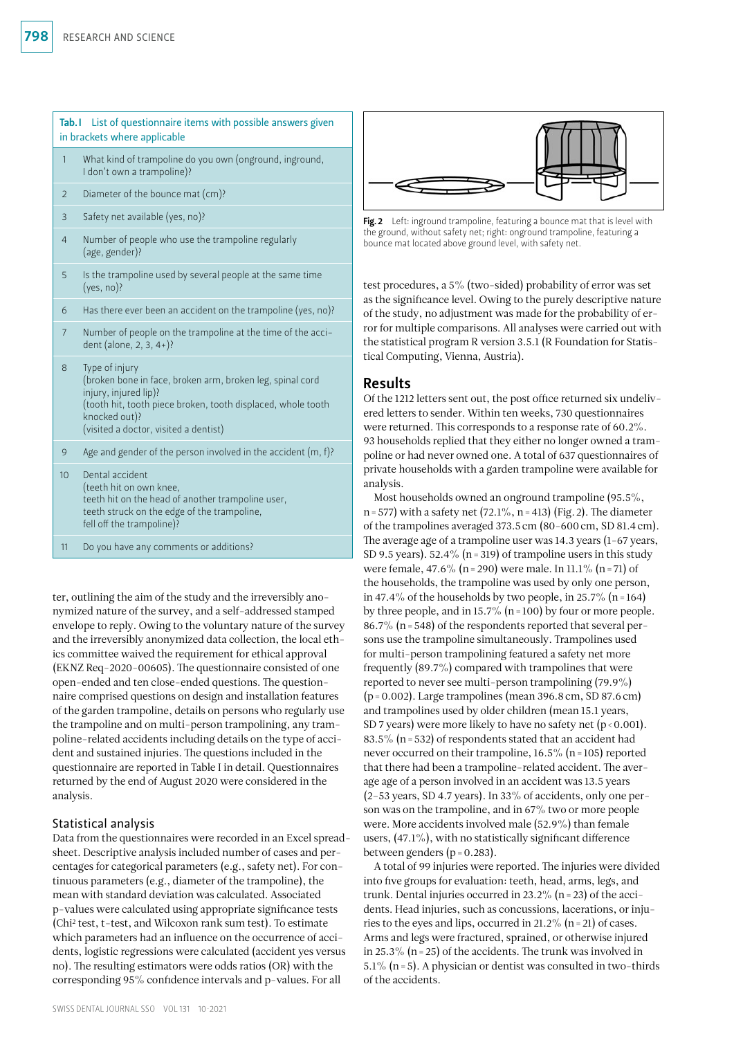**Tab. I** List of questionnaire items with possible answers given in brackets where applicable

| | |
|---|---|
| 1 | What kind of trampoline do you own (onground, inground, I don't own a trampoline)? |
| 2 | Diameter of the bounce mat (cm)? |
| 3 | Safety net available (yes, no)? |
| 4 | Number of people who use the trampoline regularly (age, gender)? |
| 5 | Is the trampoline used by several people at the same time (yes, no)? |
| 6 | Has there ever been an accident on the trampoline (yes, no)? |
| 7 | Number of people on the trampoline at the time of the accident (alone, 2, 3, 4+)? |
| 8 | Type of injury (broken bone in face, broken arm, broken leg, spinal cord injury, injured lip)? (tooth hit, tooth piece broken, tooth displaced, whole tooth knocked out)? (visited a doctor, visited a dentist) |
| 9 | Age and gender of the person involved in the accident (m, f)? |
| 10 | Dental accident (teeth hit on own knee, teeth hit on the head of another trampoline user, teeth struck on the edge of the trampoline, fell off the trampoline)? |
| 11 | Do you have any comments or additions? |

ter, outlining the aim of the study and the irreversibly anonymized nature of the survey, and a self-addressed stamped envelope to reply. Owing to the voluntary nature of the survey and the irreversibly anonymized data collection, the local ethics committee waived the requirement for ethical approval (EKNZ Req-2020-00605). The questionnaire consisted of one open-ended and ten close-ended questions. The questionnaire comprised questions on design and installation features of the garden trampoline, details on persons who regularly use the trampoline and on multi-person trampolining, any trampoline-related accidents including details on the type of accident and sustained injuries. The questions included in the questionnaire are reported in Table I in detail. Questionnaires returned by the end of August 2020 were considered in the analysis.

### Statistical analysis

Data from the questionnaires were recorded in an Excel spreadsheet. Descriptive analysis included number of cases and percentages for categorical parameters (e.g., safety net). For continuous parameters (e.g., diameter of the trampoline), the mean with standard deviation was calculated. Associated p-values were calculated using appropriate significance tests (Chi² test, t-test, and Wilcoxon rank sum test). To estimate which parameters had an influence on the occurrence of accidents, logistic regressions were calculated (accident yes versus no). The resulting estimators were odds ratios (OR) with the corresponding 95% confidence intervals and p-values. For all test procedures, a 5% (two-sided) probability of error was set as the significance level. Owing to the purely descriptive nature of the study, no adjustment was made for the probability of error for multiple comparisons. All analyses were carried out with the statistical program R version 3.5.1 (R Foundation for Statistical Computing, Vienna, Austria).

**Fig. 2** Left: inground trampoline, featuring a bounce mat that is level with the ground, without safety net; right: onground trampoline, featuring a bounce mat located above ground level, with safety net.

## Results

Of the 1212 letters sent out, the post office returned six undelivered letters to sender. Within ten weeks, 730 questionnaires were returned. This corresponds to a response rate of 60.2%. 93 households replied that they either no longer owned a trampoline or had never owned one. A total of 637 questionnaires of private households with a garden trampoline were available for analysis.

Most households owned an onground trampoline (95.5%, $n = 577$) with a safety net (72.1%, $n = 413$) (Fig. 2). The diameter of the trampolines averaged 373.5 cm (80–600 cm, SD 81.4 cm). The average age of a trampoline user was 14.3 years (1–67 years, SD 9.5 years). 52.4% ($n = 319$) of trampoline users in this study were female, 47.6% ($n = 290$) were male. In 11.1% ($n = 71$) of the households, the trampoline was used by only one person, in 47.4% of the households by two people, in 25.7% ($n = 164$) by three people, and in 15.7% ($n = 100$) by four or more people. 86.7% ($n = 548$) of the respondents reported that several persons use the trampoline simultaneously. Trampolines used for multi-person trampolining featured a safety net more frequently (89.7%) compared with trampolines that were reported to never see multi-person trampolining (79.9%) ($p = 0.002$). Large trampolines (mean 396.8 cm, SD 87.6 cm) and trampolines used by older children (mean 15.1 years, SD 7 years) were more likely to have no safety net ($p < 0.001$). 83.5% ($n = 532$) of respondents stated that an accident had never occurred on their trampoline, 16.5% ($n = 105$) reported that there had been a trampoline-related accident. The average age of a person involved in an accident was 13.5 years (2–53 years, SD 4.7 years). In 33% of accidents, only one person was on the trampoline, and in 67% two or more people were. More accidents involved male (52.9%) than female users, (47.1%), with no statistically significant difference between genders ($p = 0.283$).

A total of 99 injuries were reported. The injuries were divided into five groups for evaluation: teeth, head, arms, legs, and trunk. Dental injuries occurred in 23.2% ($n = 23$) of the accidents. Head injuries, such as concussions, lacerations, or injuries to the eyes and lips, occurred in 21.2% ($n = 21$) of cases. Arms and legs were fractured, sprained, or otherwise injured in 25.3% ($n = 25$) of the accidents. The trunk was involved in 5.1% ($n = 5$). A physician or dentist was consulted in two-thirds of the accidents.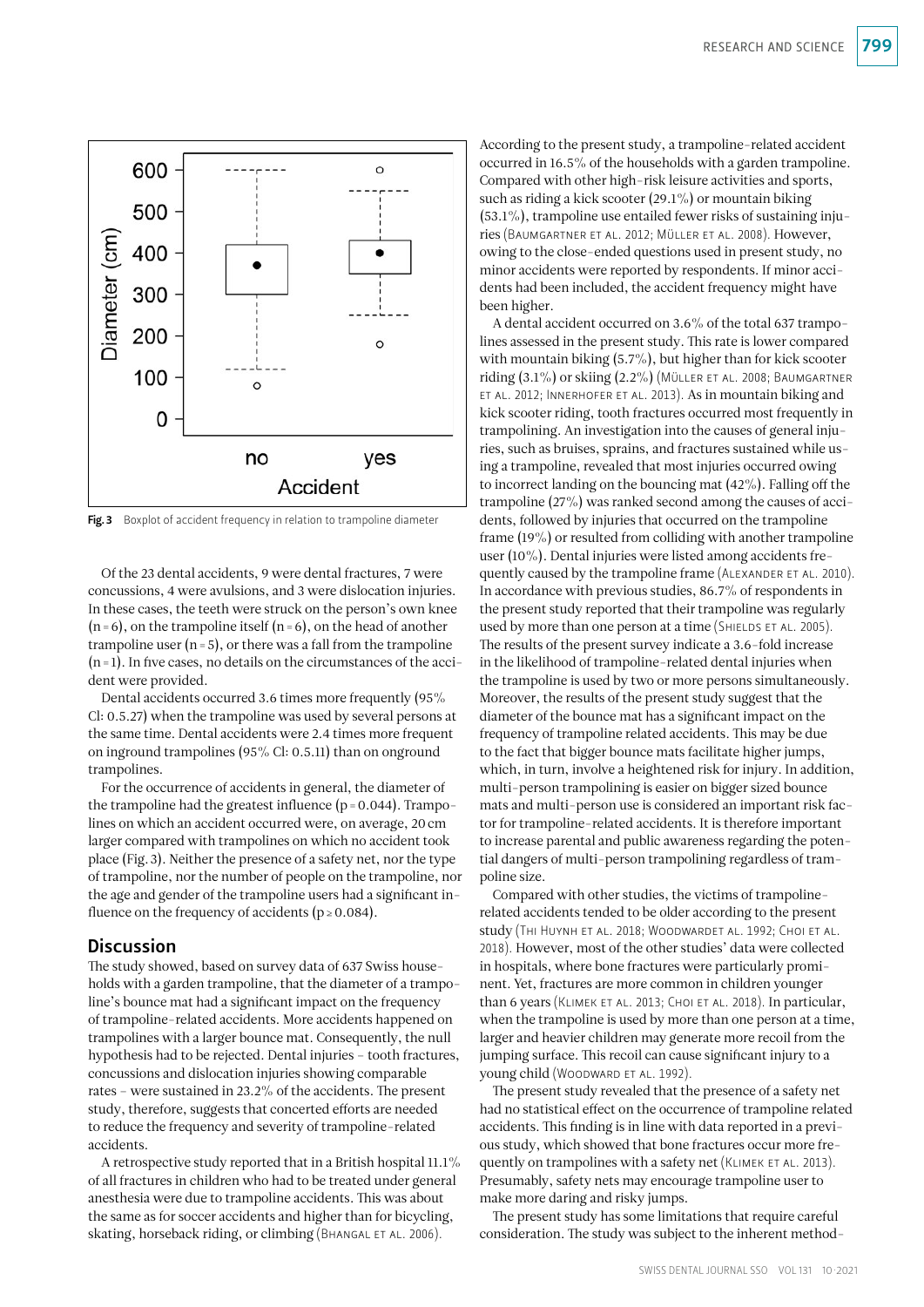Fig. 3 Boxplot of accident frequency in relation to trampoline diameter

Of the 23 dental accidents, 9 were dental fractures, 7 were concussions, 4 were avulsions, and 3 were dislocation injuries. In these cases, the teeth were struck on the person's own knee (n = 6), on the trampoline itself (n = 6), on the head of another trampoline user (n = 5), or there was a fall from the trampoline (n = 1). In five cases, no details on the circumstances of the accident were provided.

Dental accidents occurred 3.6 times more frequently (95% CI: 0.5.27) when the trampoline was used by several persons at the same time. Dental accidents were 2.4 times more frequent on inground trampolines (95% CI: 0.5.11) than on onground trampolines.

For the occurrence of accidents in general, the diameter of the trampoline had the greatest influence ($p = 0.044$). Trampolines on which an accident occurred were, on average, 20 cm larger compared with trampolines on which no accident took place (Fig. 3). Neither the presence of a safety net, nor the type of trampoline, nor the number of people on the trampoline, nor the age and gender of the trampoline users had a significant influence on the frequency of accidents ($p \geq 0.084$).

## Discussion

The study showed, based on survey data of 637 Swiss households with a garden trampoline, that the diameter of a trampoline's bounce mat had a significant impact on the frequency of trampoline-related accidents. More accidents happened on trampolines with a larger bounce mat. Consequently, the null hypothesis had to be rejected. Dental injuries – tooth fractures, concussions and dislocation injuries showing comparable rates – were sustained in 23.2% of the accidents. The present study, therefore, suggests that concerted efforts are needed to reduce the frequency and severity of trampoline-related accidents.

A retrospective study reported that in a British hospital 11.1% of all fractures in children who had to be treated under general anesthesia were due to trampoline accidents. This was about the same as for soccer accidents and higher than for bicycling, skating, horseback riding, or climbing (Bhangal et al. 2006).

According to the present study, a trampoline-related accident occurred in 16.5% of the households with a garden trampoline. Compared with other high-risk leisure activities and sports, such as riding a kick scooter (29.1%) or mountain biking (53.1%), trampoline use entailed fewer risks of sustaining injuries (Baumgartner et al. 2012; Müller et al. 2008). However, owing to the close-ended questions used in present study, no minor accidents were reported by respondents. If minor accidents had been included, the accident frequency might have been higher.

A dental accident occurred on 3.6% of the total 637 trampolines assessed in the present study. This rate is lower compared with mountain biking (5.7%), but higher than for kick scooter riding (3.1%) or skiing (2.2%) (Müller et al. 2008; Baumgartner et al. 2012; Innerhofer et al. 2013). As in mountain biking and kick scooter riding, tooth fractures occurred most frequently in trampolining. An investigation into the causes of general injuries, such as bruises, sprains, and fractures sustained while using a trampoline, revealed that most injuries occurred owing to incorrect landing on the bouncing mat (42%). Falling off the trampoline (27%) was ranked second among the causes of accidents, followed by injuries that occurred on the trampoline frame (19%) or resulted from colliding with another trampoline user (10%). Dental injuries were listed among accidents frequently caused by the trampoline frame (Alexander et al. 2010). In accordance with previous studies, 86.7% of respondents in the present study reported that their trampoline was regularly used by more than one person at a time (Shields et al. 2005). The results of the present survey indicate a 3.6-fold increase in the likelihood of trampoline-related dental injuries when the trampoline is used by two or more persons simultaneously. Moreover, the results of the present study suggest that the diameter of the bounce mat has a significant impact on the frequency of trampoline related accidents. This may be due to the fact that bigger bounce mats facilitate higher jumps, which, in turn, involve a heightened risk for injury. In addition, multi-person trampolining is easier on bigger sized bounce mats and multi-person use is considered an important risk factor for trampoline-related accidents. It is therefore important to increase parental and public awareness regarding the potential dangers of multi-person trampolining regardless of trampoline size.

Compared with other studies, the victims of trampoline-related accidents tended to be older according to the present study (Thi Huynh et al. 2018; Woodwardet al. 1992; Choi et al. 2018). However, most of the other studies' data were collected in hospitals, where bone fractures were particularly prominent. Yet, fractures are more common in children younger than 6 years (Klimek et al. 2013; Choi et al. 2018). In particular, when the trampoline is used by more than one person at a time, larger and heavier children may generate more recoil from the jumping surface. This recoil can cause significant injury to a young child (Woodward et al. 1992).

The present study revealed that the presence of a safety net had no statistical effect on the occurrence of trampoline related accidents. This finding is in line with data reported in a previous study, which showed that bone fractures occur more frequently on trampolines with a safety net (Klimek et al. 2013). Presumably, safety nets may encourage trampoline user to make more daring and risky jumps.

The present study has some limitations that require careful consideration. The study was subject to the inherent method-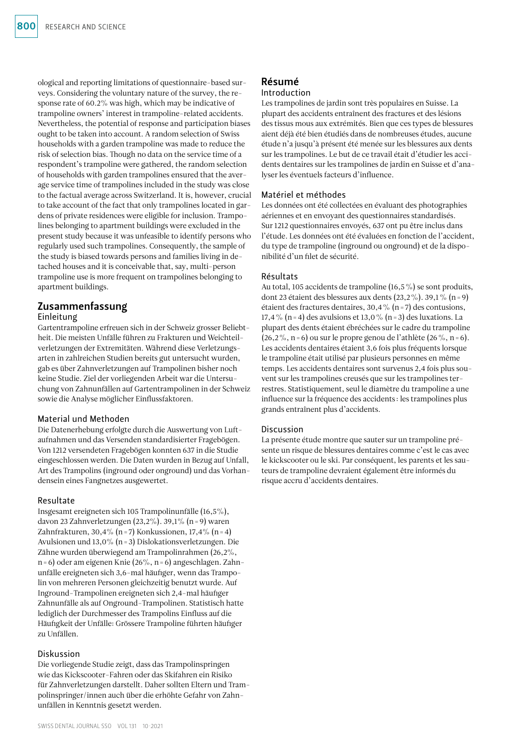ological and reporting limitations of questionnaire-based surveys. Considering the voluntary nature of the survey, the response rate of 60.2% was high, which may be indicative of trampoline owners' interest in trampoline-related accidents. Nevertheless, the potential of response and participation biases ought to be taken into account. A random selection of Swiss households with a garden trampoline was made to reduce the risk of selection bias. Though no data on the service time of a respondent's trampoline were gathered, the random selection of households with garden trampolines ensured that the average service time of trampolines included in the study was close to the factual average across Switzerland. It is, however, crucial to take account of the fact that only trampolines located in gardens of private residences were eligible for inclusion. Trampolines belonging to apartment buildings were excluded in the present study because it was unfeasible to identify persons who regularly used such trampolines. Consequently, the sample of the study is biased towards persons and families living in detached houses and it is conceivable that, say, multi-person trampoline use is more frequent on trampolines belonging to apartment buildings.

## Zusammenfassung

### Einleitung

Gartentrampoline erfreuen sich in der Schweiz grosser Beliebtheit. Die meisten Unfälle führen zu Frakturen und Weichteilverletzungen der Extremitäten. Während diese Verletzungsarten in zahlreichen Studien bereits gut untersucht wurden, gab es über Zahnverletzungen auf Trampolinen bisher noch keine Studie. Ziel der vorliegenden Arbeit war die Untersuchung von Zahnunfällen auf Gartentrampolinen in der Schweiz sowie die Analyse möglicher Einflussfaktoren.

### Material und Methoden

Die Datenerhebung erfolgte durch die Auswertung von Luftaufnahmen und das Versenden standardisierter Fragebögen. Von 1212 versendeten Fragebögen konnten 637 in die Studie eingeschlossen werden. Die Daten wurden in Bezug auf Unfall, Art des Trampolins (inground oder onground) und das Vorhandensein eines Fangnetzes ausgewertet.

### Resultate

Insgesamt ereigneten sich 105 Trampolinunfälle (16,5%), davon 23 Zahnverletzungen (23,2%). 39,1% (n = 9) waren Zahnfrakturen, 30,4% (n = 7) Konkussionen, 17,4% (n = 4) Avulsionen und 13,0% (n = 3) Dislokationsverletzungen. Die Zähne wurden überwiegend am Trampolinrahmen (26,2%, n = 6) oder am eigenen Knie (26%, n = 6) angeschlagen. Zahnunfälle ereigneten sich 3,6-mal häufiger, wenn das Trampolin von mehreren Personen gleichzeitig benutzt wurde. Auf Inground-Trampolinen ereigneten sich 2,4-mal häufiger Zahnunfälle als auf Onground-Trampolinen. Statistisch hatte lediglich der Durchmesser des Trampolins Einfluss auf die Häufigkeit der Unfälle: Grössere Trampoline führten häufiger zu Unfällen.

### Diskussion

Die vorliegende Studie zeigt, dass das Trampolinspringen wie das Kickscooter-Fahren oder das Skifahren ein Risiko für Zahnverletzungen darstellt. Daher sollten Eltern und Trampolinspringer/innen auch über die erhöhte Gefahr von Zahnunfällen in Kenntnis gesetzt werden.

## Résumé

### Introduction

Les trampolines de jardin sont très populaires en Suisse. La plupart des accidents entraînent des fractures et des lésions des tissus mous aux extrémités. Bien que ces types de blessures aient déjà été bien étudiés dans de nombreuses études, aucune étude n'a jusqu'à présent été menée sur les blessures aux dents sur les trampolines. Le but de ce travail était d'étudier les accidents dentaires sur les trampolines de jardin en Suisse et d'analyser les éventuels facteurs d'influence.

### Matériel et méthodes

Les données ont été collectées en évaluant des photographies aériennes et en envoyant des questionnaires standardisés. Sur 1212 questionnaires envoyés, 637 ont pu être inclus dans l'étude. Les données ont été évaluées en fonction de l'accident, du type de trampoline (inground ou onground) et de la disponibilité d'un filet de sécurité.

### Résultats

Au total, 105 accidents de trampoline (16,5 %) se sont produits, dont 23 étaient des blessures aux dents (23,2 %). 39,1 % (n = 9) étaient des fractures dentaires, 30,4 % (n = 7) des contusions, 17,4 % (n = 4) des avulsions et 13,0 % (n = 3) des luxations. La plupart des dents étaient ébréchées sur le cadre du trampoline (26,2 %, n = 6) ou sur le propre genou de l'athlète (26 %, n = 6). Les accidents dentaires étaient 3,6 fois plus fréquents lorsque le trampoline était utilisé par plusieurs personnes en même temps. Les accidents dentaires sont survenus 2,4 fois plus souvent sur les trampolines creusés que sur les trampolines terrestres. Statistiquement, seul le diamètre du trampoline a une influence sur la fréquence des accidents : les trampolines plus grands entraînent plus d'accidents.

### Discussion

La présente étude montre que sauter sur un trampoline présente un risque de blessures dentaires comme c'est le cas avec le kickscooter ou le ski. Par conséquent, les parents et les sauteurs de trampoline devraient également être informés du risque accru d'accidents dentaires.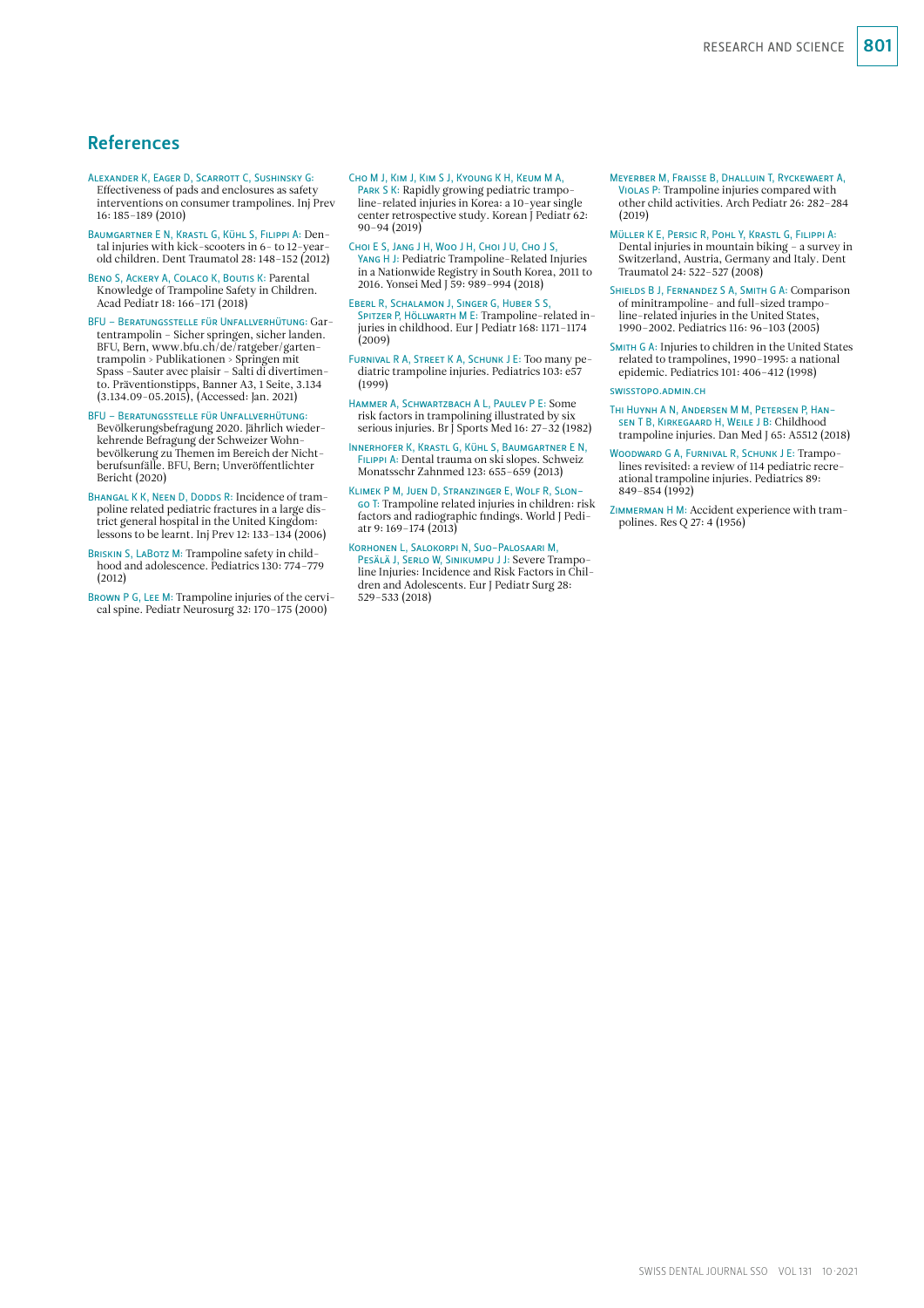## References

Alexander K, Eager D, Scarrott C, Sushinsky G: Effectiveness of pads and enclosures as safety interventions on consumer trampolines. Inj Prev 16: 185–189 (2010)

Baumgartner E N, Krastl G, Kühl S, Filippi A: Dental injuries with kick-scooters in 6- to 12-year-old children. Dent Traumatol 28: 148–152 (2012)

Beno S, Ackery A, Colaco K, Boutis K: Parental Knowledge of Trampoline Safety in Children. Acad Pediatr 18: 166–171 (2018)

BFU – Beratungsstelle für Unfallverhütung: Gartentrampolin – Sicher springen, sicher landen. BFU, Bern, www.bfu.ch/de/ratgeber/gartentrampolin › Publikationen › Springen mit Spass –Sauter avec plaisir – Salti di divertimento. Präventionstipps, Banner A3, 1 Seite, 3.134 (3.134.09–05.2015), (Accessed: Jan. 2021)

BFU – Beratungsstelle für Unfallverhütung: Bevölkerungsbefragung 2020. Jährlich wiederkehrende Befragung der Schweizer Wohnbevölkerung zu Themen im Bereich der Nichtberufsunfälle. BFU, Bern; Unveröffentlichter Bericht (2020)

Bhangal K K, Neen D, Dodds R: Incidence of trampoline related pediatric fractures in a large district general hospital in the United Kingdom: lessons to be learnt. Inj Prev 12: 133–134 (2006)

Briskin S, LaBotz M: Trampoline safety in childhood and adolescence. Pediatrics 130: 774–779 (2012)

Brown P G, Lee M: Trampoline injuries of the cervical spine. Pediatr Neurosurg 32: 170–175 (2000)

Cho M J, Kim J, Kim S J, Kyoung K H, Keum M A, Park S K: Rapidly growing pediatric trampoline-related injuries in Korea: a 10-year single center retrospective study. Korean J Pediatr 62: 90–94 (2019)

Choi E S, Jang J H, Woo J H, Cho J U, Cho J S, Yang H J: Pediatric Trampoline-Related Injuries in a Nationwide Registry in South Korea, 2011 to 2016. Yonsei Med J 59: 989–994 (2018)

Eberl R, Schalamon J, Singer G, Huber S S, Spitzer P, Höllwarth M E: Trampoline-related injuries in childhood. Eur J Pediatr 168: 1171–1174 (2009)

Furnival R A, Street K A, Schunk J E: Too many pediatric trampoline injuries. Pediatrics 103: e57 (1999)

Hammer A, Schwartzbach A L, Paulev P E: Some risk factors in trampolining illustrated by six serious injuries. Br J Sports Med 16: 27–32 (1982)

Innerhofer K, Krastl G, Kühl S, Baumgartner E N, Filippi A: Dental trauma on ski slopes. Schweiz Monatsschr Zahnmed 123: 655–659 (2013)

Klimek P M, Juen D, Stranzinger E, Wolf R, Slongo T: Trampoline related injuries in children: risk factors and radiographic findings. World J Pediatr 9: 169–174 (2013)

Korhonen L, Salokorpi N, Suo-Palosaari M, Pesälä J, Serlo W, Sinikumpu J J: Severe Trampoline Injuries: Incidence and Risk Factors in Children and Adolescents. Eur J Pediatr Surg 28: 529–533 (2018)

Meyerber M, Fraisse B, Dhalluin T, Ryckewaert A, Violas P: Trampoline injuries compared with other child activities. Arch Pediatr 26: 282–284 (2019)

Müller K E, Persic R, Pohl Y, Krastl G, Filippi A: Dental injuries in mountain biking – a survey in Switzerland, Austria, Germany and Italy. Dent Traumatol 24: 522–527 (2008)

Shields B J, Fernandez S A, Smith G A: Comparison of minitrampoline- and full-sized trampoline-related injuries in the United States, 1990–2002. Pediatrics 116: 96–103 (2005)

Smith G A: Injuries to children in the United States related to trampolines, 1990–1995: a national epidemic. Pediatrics 101: 406–412 (1998)

swisstopo.admin.ch

Thi Huynh A N, Andersen M M, Petersen P, Hansen T B, Kirkegaard H, Weile J B: Childhood trampoline injuries. Dan Med J 65: A5512 (2018)

Woodward G A, Furnival R, Schunk J E: Trampolines revisited: a review of 114 pediatric recreational trampoline injuries. Pediatrics 89: 849–854 (1992)

Zimmerman H M: Accident experience with trampolines. Res Q 27: 4 (1956)